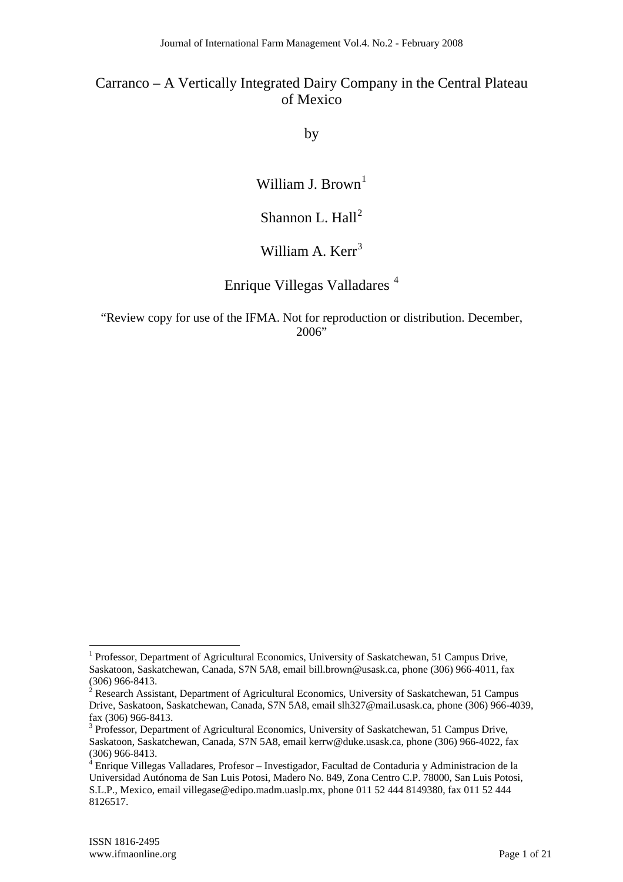# Carranco – A Vertically Integrated Dairy Company in the Central Plateau of Mexico

by

William J. Brown[1]

Shannon L. Hall[2]

William A. Kerr[3]

Enrique Villegas Valladares[4]

"Review copy for use of the IFMA. Not for reproduction or distribution. December, 2006"

---

[1] Professor, Department of Agricultural Economics, University of Saskatchewan, 51 Campus Drive, Saskatoon, Saskatchewan, Canada, S7N 5A8, email bill.brown@usask.ca, phone (306) 966-4011, fax (306) 966-8413.

[2] Research Assistant, Department of Agricultural Economics, University of Saskatchewan, 51 Campus Drive, Saskatoon, Saskatchewan, Canada, S7N 5A8, email slh327@mail.usask.ca, phone (306) 966-4039, fax (306) 966-8413.

[3] Professor, Department of Agricultural Economics, University of Saskatchewan, 51 Campus Drive, Saskatoon, Saskatchewan, Canada, S7N 5A8, email kerrw@duke.usask.ca, phone (306) 966-4022, fax (306) 966-8413.

[4] Enrique Villegas Valladares, Profesor – Investigador, Facultad de Contaduria y Administracion de la Universidad Autónoma de San Luis Potosi, Madero No. 849, Zona Centro C.P. 78000, San Luis Potosi, S.L.P., Mexico, email villegase@edipo.madm.uaslp.mx, phone 011 52 444 8149380, fax 011 52 444 8126517.

ISSN 1816-2495
www.ifmaonline.org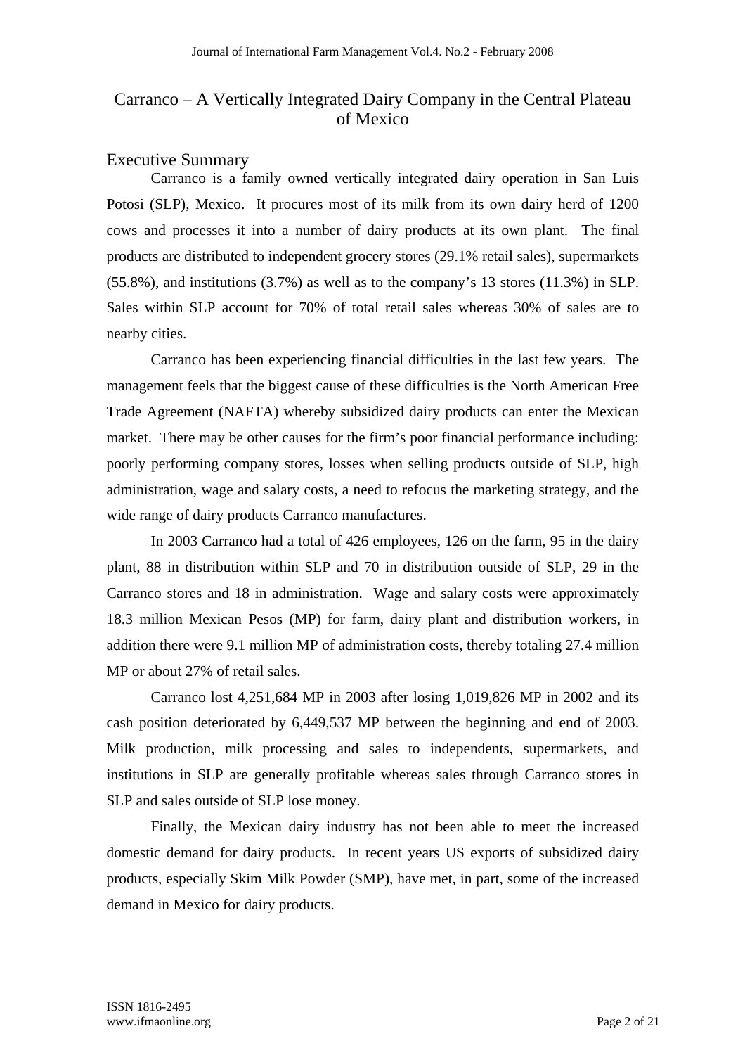# Carranco – A Vertically Integrated Dairy Company in the Central Plateau of Mexico

## Executive Summary

Carranco is a family owned vertically integrated dairy operation in San Luis Potosi (SLP), Mexico. It procures most of its milk from its own dairy herd of 1200 cows and processes it into a number of dairy products at its own plant. The final products are distributed to independent grocery stores (29.1% retail sales), supermarkets (55.8%), and institutions (3.7%) as well as to the company's 13 stores (11.3%) in SLP. Sales within SLP account for 70% of total retail sales whereas 30% of sales are to nearby cities.

Carranco has been experiencing financial difficulties in the last few years. The management feels that the biggest cause of these difficulties is the North American Free Trade Agreement (NAFTA) whereby subsidized dairy products can enter the Mexican market. There may be other causes for the firm's poor financial performance including: poorly performing company stores, losses when selling products outside of SLP, high administration, wage and salary costs, a need to refocus the marketing strategy, and the wide range of dairy products Carranco manufactures.

In 2003 Carranco had a total of 426 employees, 126 on the farm, 95 in the dairy plant, 88 in distribution within SLP and 70 in distribution outside of SLP, 29 in the Carranco stores and 18 in administration. Wage and salary costs were approximately 18.3 million Mexican Pesos (MP) for farm, dairy plant and distribution workers, in addition there were 9.1 million MP of administration costs, thereby totaling 27.4 million MP or about 27% of retail sales.

Carranco lost 4,251,684 MP in 2003 after losing 1,019,826 MP in 2002 and its cash position deteriorated by 6,449,537 MP between the beginning and end of 2003. Milk production, milk processing and sales to independents, supermarkets, and institutions in SLP are generally profitable whereas sales through Carranco stores in SLP and sales outside of SLP lose money.

Finally, the Mexican dairy industry has not been able to meet the increased domestic demand for dairy products. In recent years US exports of subsidized dairy products, especially Skim Milk Powder (SMP), have met, in part, some of the increased demand in Mexico for dairy products.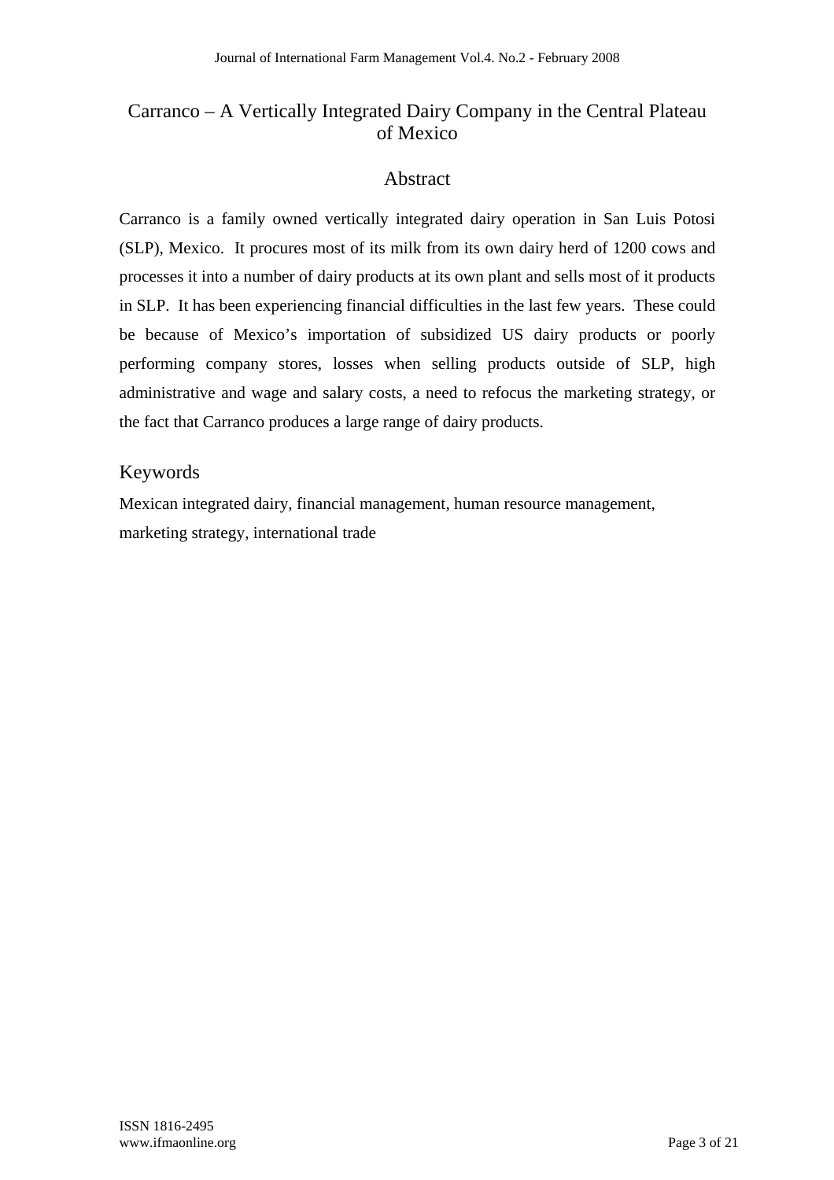# Carranco – A Vertically Integrated Dairy Company in the Central Plateau of Mexico

## Abstract

Carranco is a family owned vertically integrated dairy operation in San Luis Potosi (SLP), Mexico. It procures most of its milk from its own dairy herd of 1200 cows and processes it into a number of dairy products at its own plant and sells most of it products in SLP. It has been experiencing financial difficulties in the last few years. These could be because of Mexico's importation of subsidized US dairy products or poorly performing company stores, losses when selling products outside of SLP, high administrative and wage and salary costs, a need to refocus the marketing strategy, or the fact that Carranco produces a large range of dairy products.

## Keywords

Mexican integrated dairy, financial management, human resource management, marketing strategy, international trade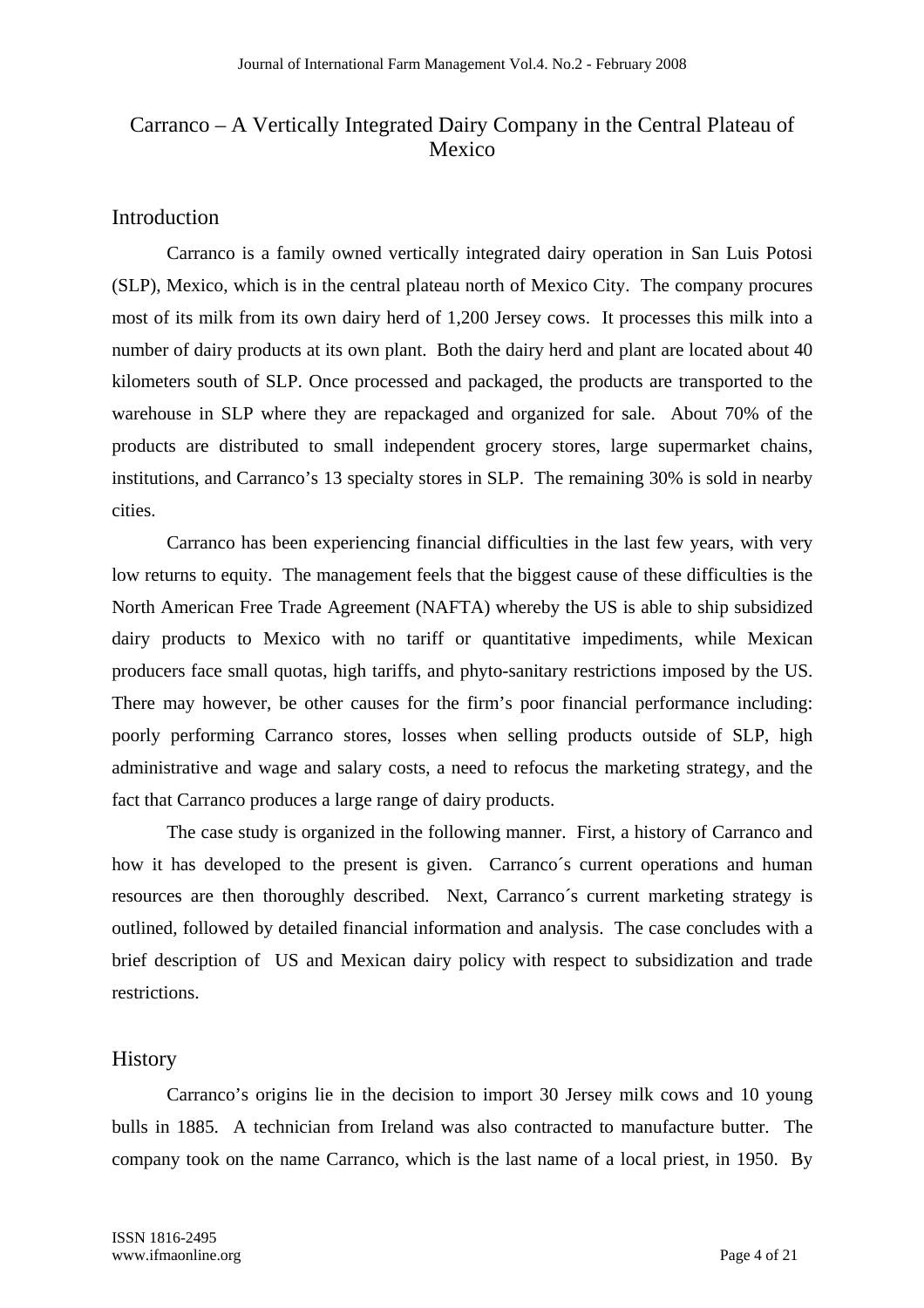# Carranco – A Vertically Integrated Dairy Company in the Central Plateau of Mexico

## Introduction

Carranco is a family owned vertically integrated dairy operation in San Luis Potosi (SLP), Mexico, which is in the central plateau north of Mexico City. The company procures most of its milk from its own dairy herd of 1,200 Jersey cows. It processes this milk into a number of dairy products at its own plant. Both the dairy herd and plant are located about 40 kilometers south of SLP. Once processed and packaged, the products are transported to the warehouse in SLP where they are repackaged and organized for sale. About 70% of the products are distributed to small independent grocery stores, large supermarket chains, institutions, and Carranco's 13 specialty stores in SLP. The remaining 30% is sold in nearby cities.

Carranco has been experiencing financial difficulties in the last few years, with very low returns to equity. The management feels that the biggest cause of these difficulties is the North American Free Trade Agreement (NAFTA) whereby the US is able to ship subsidized dairy products to Mexico with no tariff or quantitative impediments, while Mexican producers face small quotas, high tariffs, and phyto-sanitary restrictions imposed by the US. There may however, be other causes for the firm's poor financial performance including: poorly performing Carranco stores, losses when selling products outside of SLP, high administrative and wage and salary costs, a need to refocus the marketing strategy, and the fact that Carranco produces a large range of dairy products.

The case study is organized in the following manner. First, a history of Carranco and how it has developed to the present is given. Carranco´s current operations and human resources are then thoroughly described. Next, Carranco´s current marketing strategy is outlined, followed by detailed financial information and analysis. The case concludes with a brief description of US and Mexican dairy policy with respect to subsidization and trade restrictions.

## History

Carranco's origins lie in the decision to import 30 Jersey milk cows and 10 young bulls in 1885. A technician from Ireland was also contracted to manufacture butter. The company took on the name Carranco, which is the last name of a local priest, in 1950. By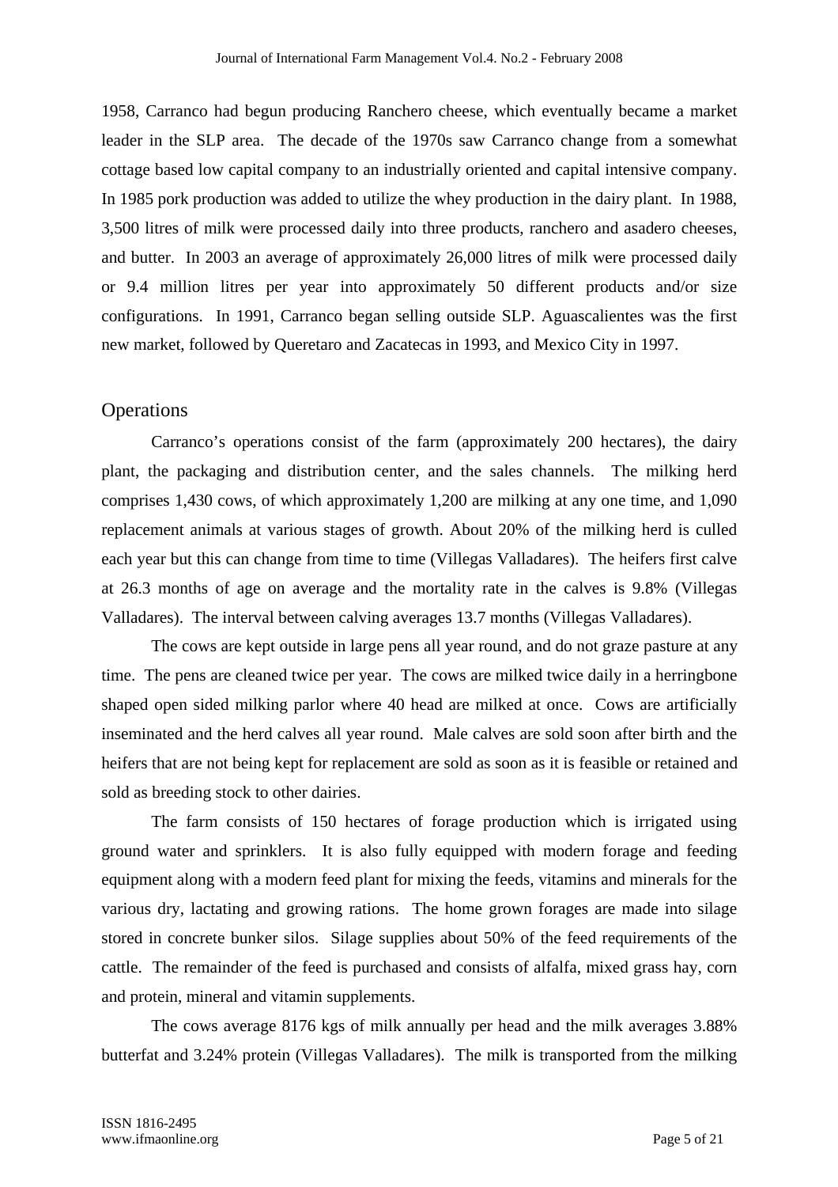1958, Carranco had begun producing Ranchero cheese, which eventually became a market leader in the SLP area. The decade of the 1970s saw Carranco change from a somewhat cottage based low capital company to an industrially oriented and capital intensive company. In 1985 pork production was added to utilize the whey production in the dairy plant. In 1988, 3,500 litres of milk were processed daily into three products, ranchero and asadero cheeses, and butter. In 2003 an average of approximately 26,000 litres of milk were processed daily or 9.4 million litres per year into approximately 50 different products and/or size configurations. In 1991, Carranco began selling outside SLP. Aguascalientes was the first new market, followed by Queretaro and Zacatecas in 1993, and Mexico City in 1997.

## Operations

Carranco's operations consist of the farm (approximately 200 hectares), the dairy plant, the packaging and distribution center, and the sales channels. The milking herd comprises 1,430 cows, of which approximately 1,200 are milking at any one time, and 1,090 replacement animals at various stages of growth. About 20% of the milking herd is culled each year but this can change from time to time (Villegas Valladares). The heifers first calve at 26.3 months of age on average and the mortality rate in the calves is 9.8% (Villegas Valladares). The interval between calving averages 13.7 months (Villegas Valladares).

The cows are kept outside in large pens all year round, and do not graze pasture at any time. The pens are cleaned twice per year. The cows are milked twice daily in a herringbone shaped open sided milking parlor where 40 head are milked at once. Cows are artificially inseminated and the herd calves all year round. Male calves are sold soon after birth and the heifers that are not being kept for replacement are sold as soon as it is feasible or retained and sold as breeding stock to other dairies.

The farm consists of 150 hectares of forage production which is irrigated using ground water and sprinklers. It is also fully equipped with modern forage and feeding equipment along with a modern feed plant for mixing the feeds, vitamins and minerals for the various dry, lactating and growing rations. The home grown forages are made into silage stored in concrete bunker silos. Silage supplies about 50% of the feed requirements of the cattle. The remainder of the feed is purchased and consists of alfalfa, mixed grass hay, corn and protein, mineral and vitamin supplements.

The cows average 8176 kgs of milk annually per head and the milk averages 3.88% butterfat and 3.24% protein (Villegas Valladares). The milk is transported from the milking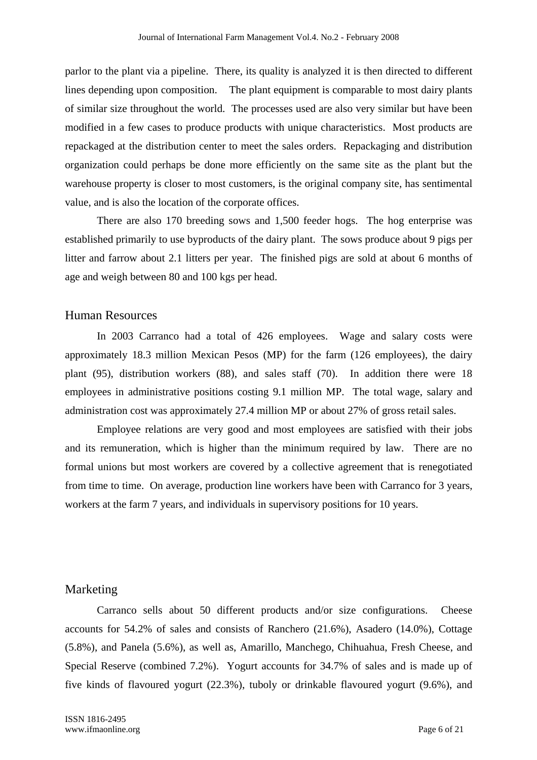parlor to the plant via a pipeline. There, its quality is analyzed it is then directed to different lines depending upon composition. The plant equipment is comparable to most dairy plants of similar size throughout the world. The processes used are also very similar but have been modified in a few cases to produce products with unique characteristics. Most products are repackaged at the distribution center to meet the sales orders. Repackaging and distribution organization could perhaps be done more efficiently on the same site as the plant but the warehouse property is closer to most customers, is the original company site, has sentimental value, and is also the location of the corporate offices.

There are also 170 breeding sows and 1,500 feeder hogs. The hog enterprise was established primarily to use byproducts of the dairy plant. The sows produce about 9 pigs per litter and farrow about 2.1 litters per year. The finished pigs are sold at about 6 months of age and weigh between 80 and 100 kgs per head.

## Human Resources

In 2003 Carranco had a total of 426 employees. Wage and salary costs were approximately 18.3 million Mexican Pesos (MP) for the farm (126 employees), the dairy plant (95), distribution workers (88), and sales staff (70). In addition there were 18 employees in administrative positions costing 9.1 million MP. The total wage, salary and administration cost was approximately 27.4 million MP or about 27% of gross retail sales.

Employee relations are very good and most employees are satisfied with their jobs and its remuneration, which is higher than the minimum required by law. There are no formal unions but most workers are covered by a collective agreement that is renegotiated from time to time. On average, production line workers have been with Carranco for 3 years, workers at the farm 7 years, and individuals in supervisory positions for 10 years.

## Marketing

Carranco sells about 50 different products and/or size configurations. Cheese accounts for 54.2% of sales and consists of Ranchero (21.6%), Asadero (14.0%), Cottage (5.8%), and Panela (5.6%), as well as, Amarillo, Manchego, Chihuahua, Fresh Cheese, and Special Reserve (combined 7.2%). Yogurt accounts for 34.7% of sales and is made up of five kinds of flavoured yogurt (22.3%), tuboly or drinkable flavoured yogurt (9.6%), and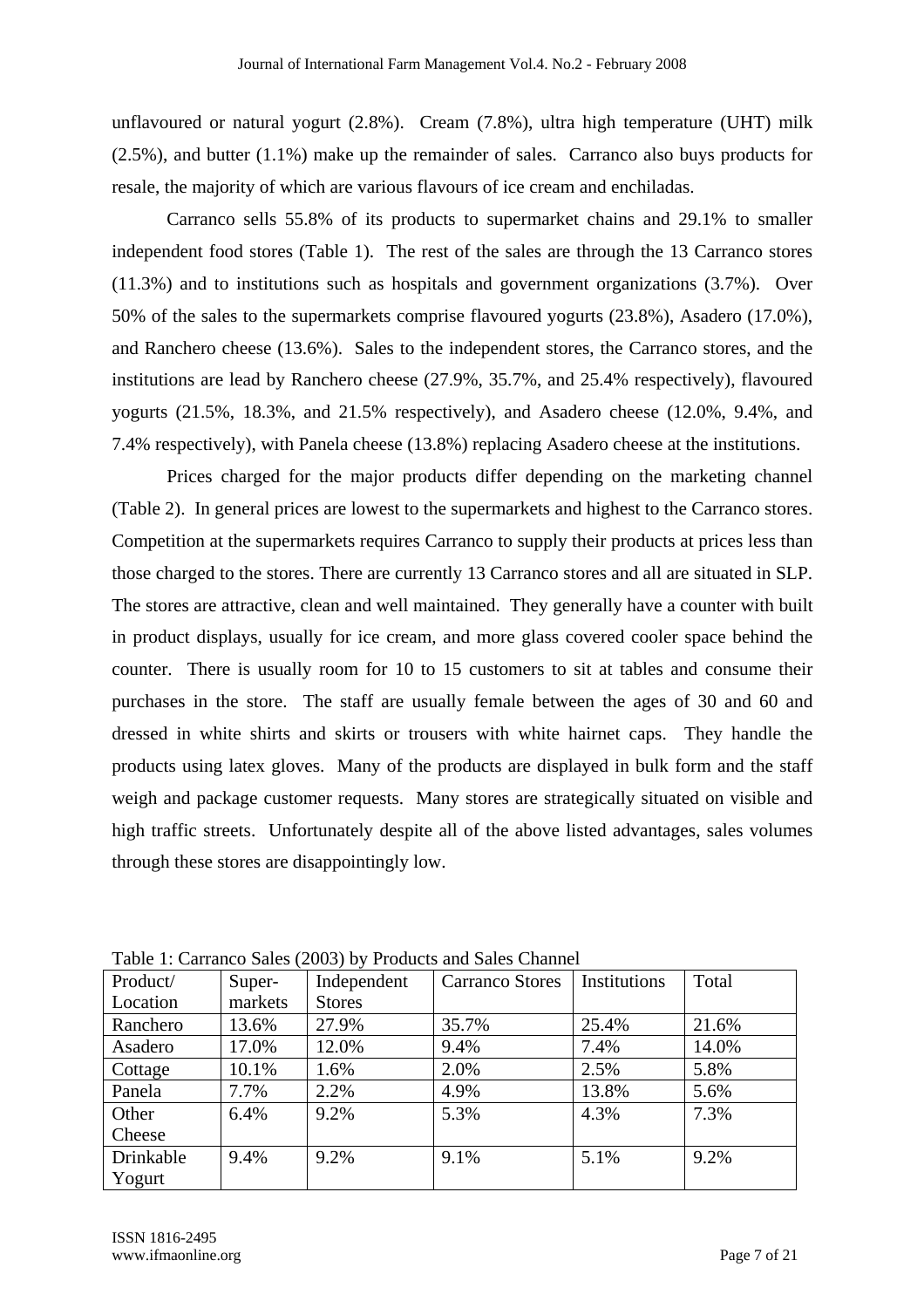unflavoured or natural yogurt (2.8%). Cream (7.8%), ultra high temperature (UHT) milk (2.5%), and butter (1.1%) make up the remainder of sales. Carranco also buys products for resale, the majority of which are various flavours of ice cream and enchiladas.

Carranco sells 55.8% of its products to supermarket chains and 29.1% to smaller independent food stores (Table 1). The rest of the sales are through the 13 Carranco stores (11.3%) and to institutions such as hospitals and government organizations (3.7%). Over 50% of the sales to the supermarkets comprise flavoured yogurts (23.8%), Asadero (17.0%), and Ranchero cheese (13.6%). Sales to the independent stores, the Carranco stores, and the institutions are lead by Ranchero cheese (27.9%, 35.7%, and 25.4% respectively), flavoured yogurts (21.5%, 18.3%, and 21.5% respectively), and Asadero cheese (12.0%, 9.4%, and 7.4% respectively), with Panela cheese (13.8%) replacing Asadero cheese at the institutions.

Prices charged for the major products differ depending on the marketing channel (Table 2). In general prices are lowest to the supermarkets and highest to the Carranco stores. Competition at the supermarkets requires Carranco to supply their products at prices less than those charged to the stores. There are currently 13 Carranco stores and all are situated in SLP. The stores are attractive, clean and well maintained. They generally have a counter with built in product displays, usually for ice cream, and more glass covered cooler space behind the counter. There is usually room for 10 to 15 customers to sit at tables and consume their purchases in the store. The staff are usually female between the ages of 30 and 60 and dressed in white shirts and skirts or trousers with white hairnet caps. They handle the products using latex gloves. Many of the products are displayed in bulk form and the staff weigh and package customer requests. Many stores are strategically situated on visible and high traffic streets. Unfortunately despite all of the above listed advantages, sales volumes through these stores are disappointingly low.

Table 1: Carranco Sales (2003) by Products and Sales Channel

| Product/ Location | Super-markets | Independent Stores | Carranco Stores | Institutions | Total |
|---|---|---|---|---|---|
| Ranchero | 13.6% | 27.9% | 35.7% | 25.4% | 21.6% |
| Asadero | 17.0% | 12.0% | 9.4% | 7.4% | 14.0% |
| Cottage | 10.1% | 1.6% | 2.0% | 2.5% | 5.8% |
| Panela | 7.7% | 2.2% | 4.9% | 13.8% | 5.6% |
| Other Cheese | 6.4% | 9.2% | 5.3% | 4.3% | 7.3% |
| Drinkable Yogurt | 9.4% | 9.2% | 9.1% | 5.1% | 9.2% |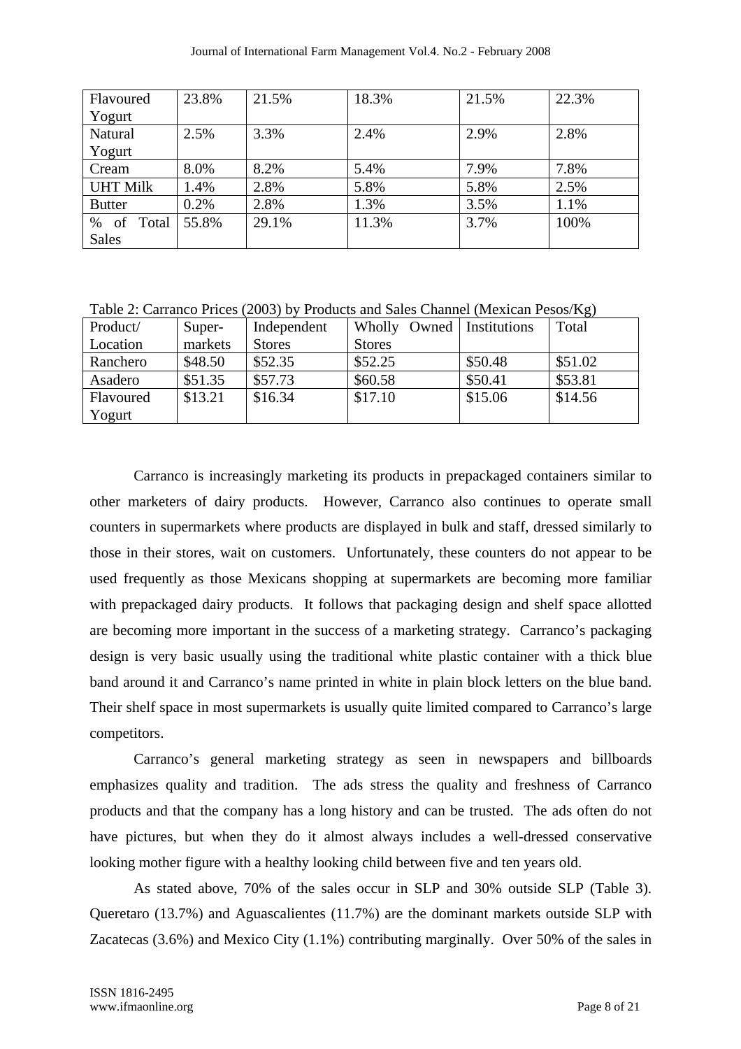| Flavoured Yogurt | 23.8% | 21.5% | 18.3% | 21.5% | 22.3% |
|---|---|---|---|---|---|
| Natural Yogurt | 2.5% | 3.3% | 2.4% | 2.9% | 2.8% |
| Cream | 8.0% | 8.2% | 5.4% | 7.9% | 7.8% |
| UHT Milk | 1.4% | 2.8% | 5.8% | 5.8% | 2.5% |
| Butter | 0.2% | 2.8% | 1.3% | 3.5% | 1.1% |
| % of Total Sales | 55.8% | 29.1% | 11.3% | 3.7% | 100% |

Table 2: Carranco Prices (2003) by Products and Sales Channel (Mexican Pesos/Kg)

| Product/ Location | Super-markets | Independent Stores | Wholly Owned Stores | Institutions | Total |
|---|---|---|---|---|---|
| Ranchero | $48.50 | $52.35 | $52.25 | $50.48 | $51.02 |
| Asadero | $51.35 | $57.73 | $60.58 | $50.41 | $53.81 |
| Flavoured Yogurt | $13.21 | $16.34 | $17.10 | $15.06 | $14.56 |

Carranco is increasingly marketing its products in prepackaged containers similar to other marketers of dairy products. However, Carranco also continues to operate small counters in supermarkets where products are displayed in bulk and staff, dressed similarly to those in their stores, wait on customers. Unfortunately, these counters do not appear to be used frequently as those Mexicans shopping at supermarkets are becoming more familiar with prepackaged dairy products. It follows that packaging design and shelf space allotted are becoming more important in the success of a marketing strategy. Carranco's packaging design is very basic usually using the traditional white plastic container with a thick blue band around it and Carranco's name printed in white in plain block letters on the blue band. Their shelf space in most supermarkets is usually quite limited compared to Carranco's large competitors.

Carranco's general marketing strategy as seen in newspapers and billboards emphasizes quality and tradition. The ads stress the quality and freshness of Carranco products and that the company has a long history and can be trusted. The ads often do not have pictures, but when they do it almost always includes a well-dressed conservative looking mother figure with a healthy looking child between five and ten years old.

As stated above, 70% of the sales occur in SLP and 30% outside SLP (Table 3). Queretaro (13.7%) and Aguascalientes (11.7%) are the dominant markets outside SLP with Zacatecas (3.6%) and Mexico City (1.1%) contributing marginally. Over 50% of the sales in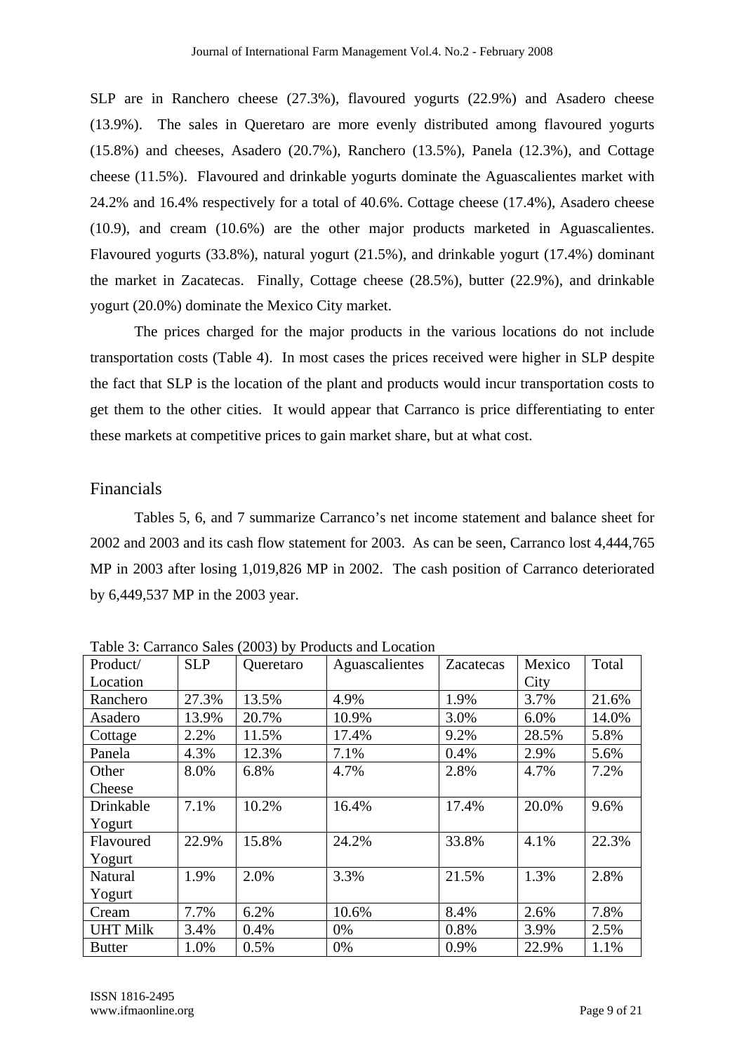SLP are in Ranchero cheese (27.3%), flavoured yogurts (22.9%) and Asadero cheese (13.9%). The sales in Queretaro are more evenly distributed among flavoured yogurts (15.8%) and cheeses, Asadero (20.7%), Ranchero (13.5%), Panela (12.3%), and Cottage cheese (11.5%). Flavoured and drinkable yogurts dominate the Aguascalientes market with 24.2% and 16.4% respectively for a total of 40.6%. Cottage cheese (17.4%), Asadero cheese (10.9), and cream (10.6%) are the other major products marketed in Aguascalientes. Flavoured yogurts (33.8%), natural yogurt (21.5%), and drinkable yogurt (17.4%) dominant the market in Zacatecas. Finally, Cottage cheese (28.5%), butter (22.9%), and drinkable yogurt (20.0%) dominate the Mexico City market.

The prices charged for the major products in the various locations do not include transportation costs (Table 4). In most cases the prices received were higher in SLP despite the fact that SLP is the location of the plant and products would incur transportation costs to get them to the other cities. It would appear that Carranco is price differentiating to enter these markets at competitive prices to gain market share, but at what cost.

## Financials

Tables 5, 6, and 7 summarize Carranco's net income statement and balance sheet for 2002 and 2003 and its cash flow statement for 2003. As can be seen, Carranco lost 4,444,765 MP in 2003 after losing 1,019,826 MP in 2002. The cash position of Carranco deteriorated by 6,449,537 MP in the 2003 year.

Table 3: Carranco Sales (2003) by Products and Location

| Product/ Location | SLP | Queretaro | Aguascalientes | Zacatecas | Mexico City | Total |
|---|---|---|---|---|---|---|
| Ranchero | 27.3% | 13.5% | 4.9% | 1.9% | 3.7% | 21.6% |
| Asadero | 13.9% | 20.7% | 10.9% | 3.0% | 6.0% | 14.0% |
| Cottage | 2.2% | 11.5% | 17.4% | 9.2% | 28.5% | 5.8% |
| Panela | 4.3% | 12.3% | 7.1% | 0.4% | 2.9% | 5.6% |
| Other Cheese | 8.0% | 6.8% | 4.7% | 2.8% | 4.7% | 7.2% |
| Drinkable Yogurt | 7.1% | 10.2% | 16.4% | 17.4% | 20.0% | 9.6% |
| Flavoured Yogurt | 22.9% | 15.8% | 24.2% | 33.8% | 4.1% | 22.3% |
| Natural Yogurt | 1.9% | 2.0% | 3.3% | 21.5% | 1.3% | 2.8% |
| Cream | 7.7% | 6.2% | 10.6% | 8.4% | 2.6% | 7.8% |
| UHT Milk | 3.4% | 0.4% | 0% | 0.8% | 3.9% | 2.5% |
| Butter | 1.0% | 0.5% | 0% | 0.9% | 22.9% | 1.1% |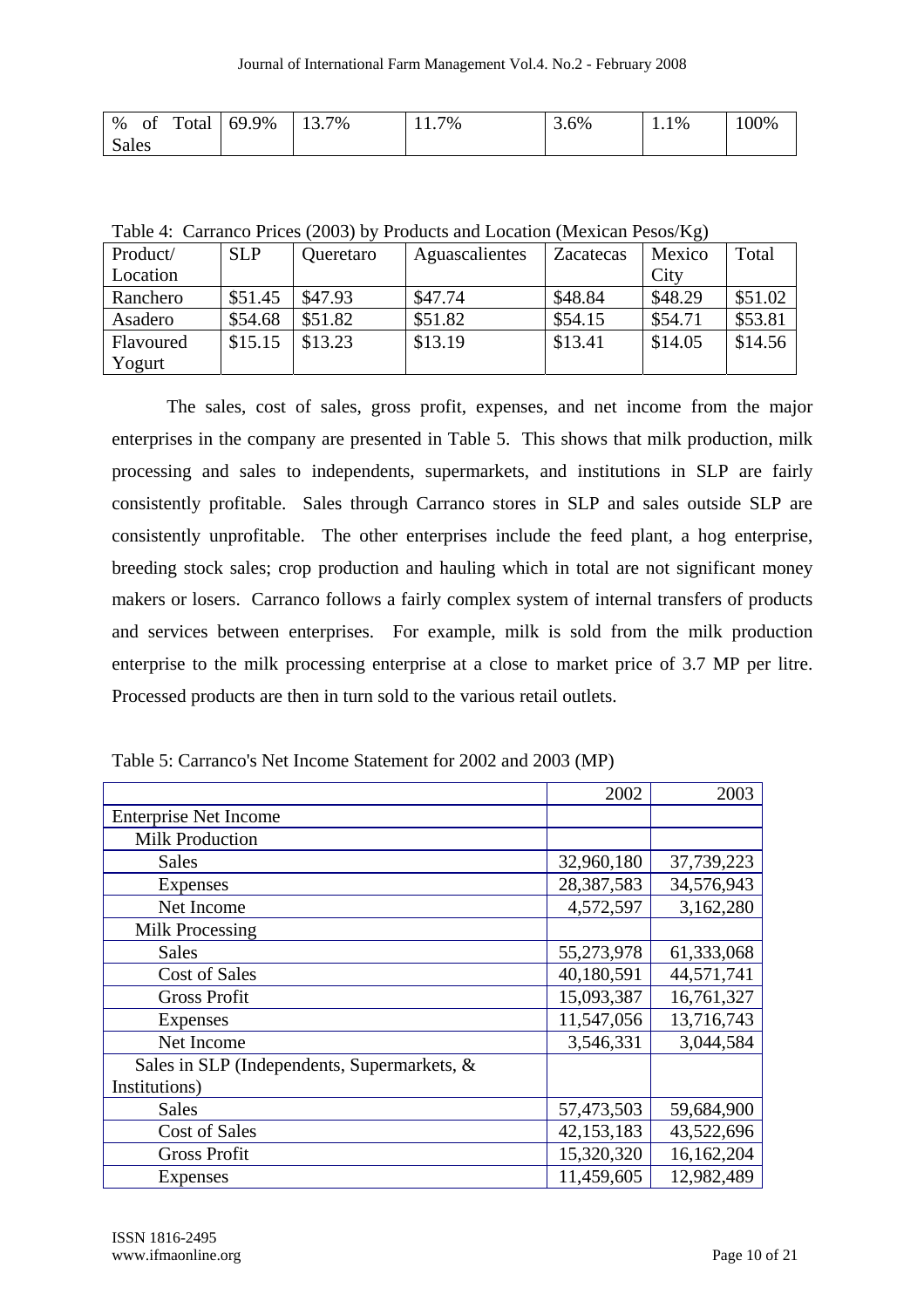| % of Total Sales | 69.9% | 13.7% | 11.7% | 3.6% | 1.1% | 100% |
|---|---|---|---|---|---|---|

Table 4: Carranco Prices (2003) by Products and Location (Mexican Pesos/Kg)

| Product/ Location | SLP | Queretaro | Aguascalientes | Zacatecas | Mexico City | Total |
|---|---|---|---|---|---|---|
| Ranchero | $51.45 | $47.93 | $47.74 | $48.84 | $48.29 | $51.02 |
| Asadero | $54.68 | $51.82 | $51.82 | $54.15 | $54.71 | $53.81 |
| Flavoured Yogurt | $15.15 | $13.23 | $13.19 | $13.41 | $14.05 | $14.56 |

The sales, cost of sales, gross profit, expenses, and net income from the major enterprises in the company are presented in Table 5. This shows that milk production, milk processing and sales to independents, supermarkets, and institutions in SLP are fairly consistently profitable. Sales through Carranco stores in SLP and sales outside SLP are consistently unprofitable. The other enterprises include the feed plant, a hog enterprise, breeding stock sales; crop production and hauling which in total are not significant money makers or losers. Carranco follows a fairly complex system of internal transfers of products and services between enterprises. For example, milk is sold from the milk production enterprise to the milk processing enterprise at a close to market price of 3.7 MP per litre. Processed products are then in turn sold to the various retail outlets.

Table 5: Carranco's Net Income Statement for 2002 and 2003 (MP)

| | 2002 | 2003 |
|---|---|---|
| Enterprise Net Income | | |
| Milk Production | | |
| Sales | 32,960,180 | 37,739,223 |
| Expenses | 28,387,583 | 34,576,943 |
| Net Income | 4,572,597 | 3,162,280 |
| Milk Processing | | |
| Sales | 55,273,978 | 61,333,068 |
| Cost of Sales | 40,180,591 | 44,571,741 |
| Gross Profit | 15,093,387 | 16,761,327 |
| Expenses | 11,547,056 | 13,716,743 |
| Net Income | 3,546,331 | 3,044,584 |
| Sales in SLP (Independents, Supermarkets, & Institutions) | | |
| Sales | 57,473,503 | 59,684,900 |
| Cost of Sales | 42,153,183 | 43,522,696 |
| Gross Profit | 15,320,320 | 16,162,204 |
| Expenses | 11,459,605 | 12,982,489 |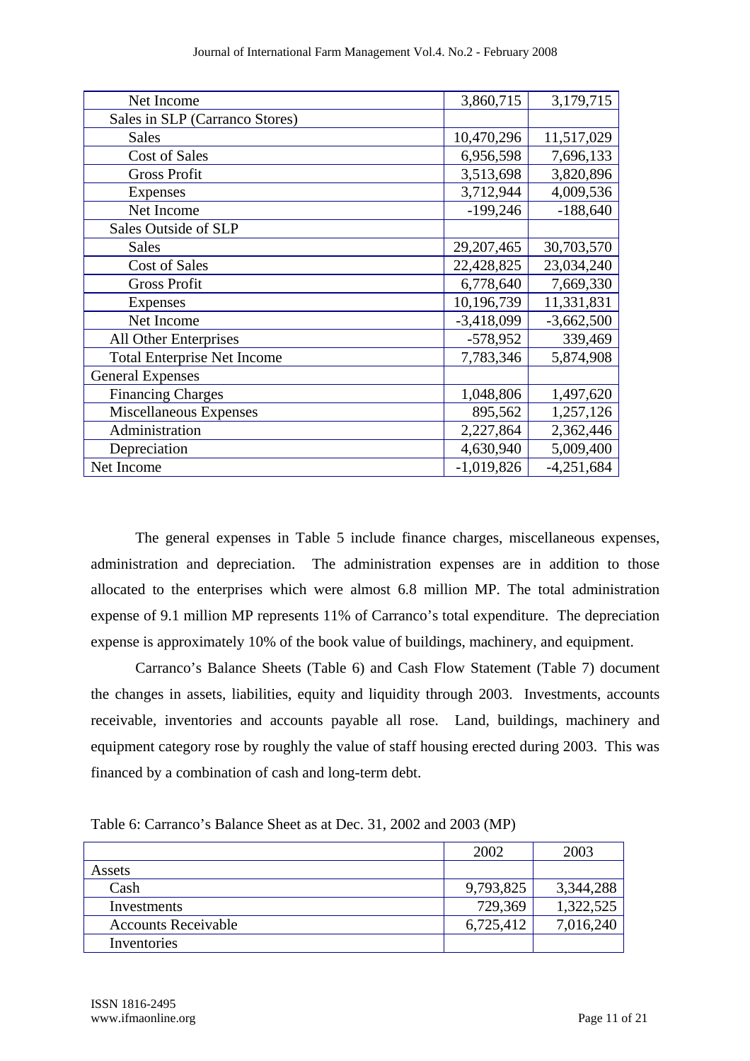| | | |
|---|---|---|
| Net Income | 3,860,715 | 3,179,715 |
| Sales in SLP (Carranco Stores) | | |
| Sales | 10,470,296 | 11,517,029 |
| Cost of Sales | 6,956,598 | 7,696,133 |
| Gross Profit | 3,513,698 | 3,820,896 |
| Expenses | 3,712,944 | 4,009,536 |
| Net Income | -199,246 | -188,640 |
| Sales Outside of SLP | | |
| Sales | 29,207,465 | 30,703,570 |
| Cost of Sales | 22,428,825 | 23,034,240 |
| Gross Profit | 6,778,640 | 7,669,330 |
| Expenses | 10,196,739 | 11,331,831 |
| Net Income | -3,418,099 | -3,662,500 |
| All Other Enterprises | -578,952 | 339,469 |
| Total Enterprise Net Income | 7,783,346 | 5,874,908 |
| General Expenses | | |
| Financing Charges | 1,048,806 | 1,497,620 |
| Miscellaneous Expenses | 895,562 | 1,257,126 |
| Administration | 2,227,864 | 2,362,446 |
| Depreciation | 4,630,940 | 5,009,400 |
| Net Income | -1,019,826 | -4,251,684 |

The general expenses in Table 5 include finance charges, miscellaneous expenses, administration and depreciation. The administration expenses are in addition to those allocated to the enterprises which were almost 6.8 million MP. The total administration expense of 9.1 million MP represents 11% of Carranco's total expenditure. The depreciation expense is approximately 10% of the book value of buildings, machinery, and equipment.

Carranco's Balance Sheets (Table 6) and Cash Flow Statement (Table 7) document the changes in assets, liabilities, equity and liquidity through 2003. Investments, accounts receivable, inventories and accounts payable all rose. Land, buildings, machinery and equipment category rose by roughly the value of staff housing erected during 2003. This was financed by a combination of cash and long-term debt.

Table 6: Carranco's Balance Sheet as at Dec. 31, 2002 and 2003 (MP)

| | 2002 | 2003 |
|---|---|---|
| Assets | | |
| Cash | 9,793,825 | 3,344,288 |
| Investments | 729,369 | 1,322,525 |
| Accounts Receivable | 6,725,412 | 7,016,240 |
| Inventories | | |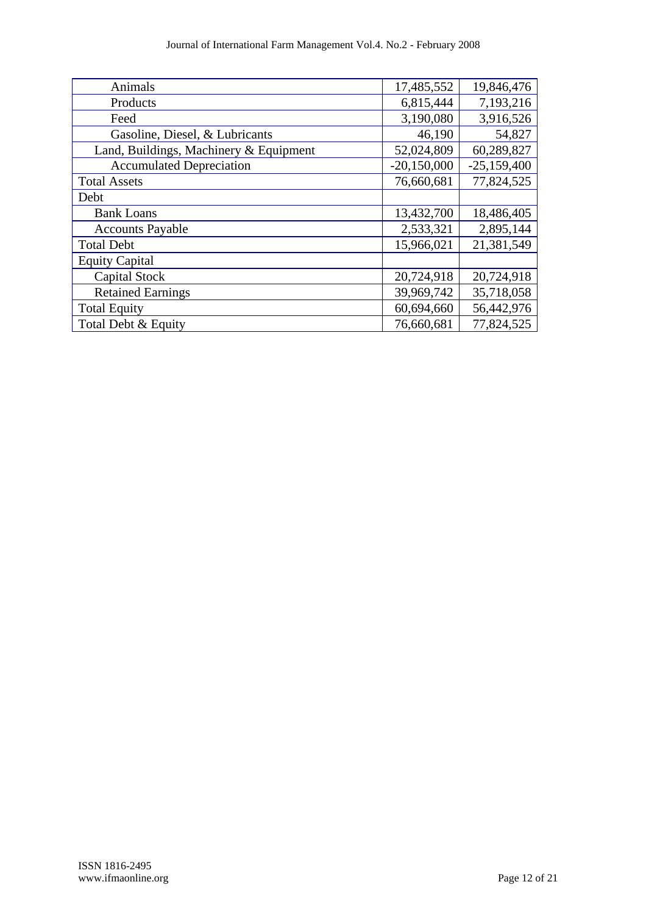| | | |
|---|---|---|
| Animals | 17,485,552 | 19,846,476 |
| Products | 6,815,444 | 7,193,216 |
| Feed | 3,190,080 | 3,916,526 |
| Gasoline, Diesel, & Lubricants | 46,190 | 54,827 |
| Land, Buildings, Machinery & Equipment | 52,024,809 | 60,289,827 |
| Accumulated Depreciation | -20,150,000 | -25,159,400 |
| Total Assets | 76,660,681 | 77,824,525 |
| Debt | | |
| Bank Loans | 13,432,700 | 18,486,405 |
| Accounts Payable | 2,533,321 | 2,895,144 |
| Total Debt | 15,966,021 | 21,381,549 |
| Equity Capital | | |
| Capital Stock | 20,724,918 | 20,724,918 |
| Retained Earnings | 39,969,742 | 35,718,058 |
| Total Equity | 60,694,660 | 56,442,976 |
| Total Debt & Equity | 76,660,681 | 77,824,525 |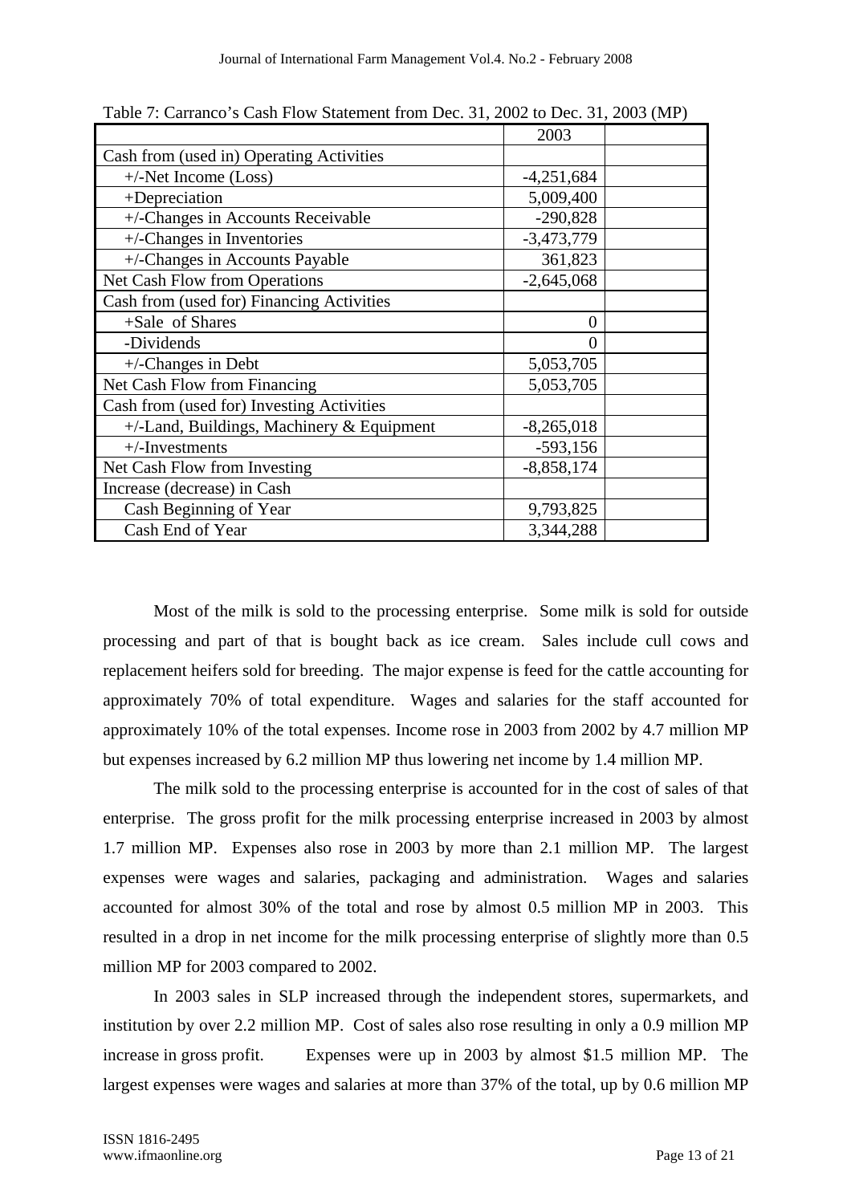Table 7: Carranco's Cash Flow Statement from Dec. 31, 2002 to Dec. 31, 2003 (MP)

| | 2003 | |
|---|---|---|
| Cash from (used in) Operating Activities | | |
| +/-Net Income (Loss) | -4,251,684 | |
| +Depreciation | 5,009,400 | |
| +/-Changes in Accounts Receivable | -290,828 | |
| +/-Changes in Inventories | -3,473,779 | |
| +/-Changes in Accounts Payable | 361,823 | |
| Net Cash Flow from Operations | -2,645,068 | |
| Cash from (used for) Financing Activities | | |
| +Sale of Shares | 0 | |
| -Dividends | 0 | |
| +/-Changes in Debt | 5,053,705 | |
| Net Cash Flow from Financing | 5,053,705 | |
| Cash from (used for) Investing Activities | | |
| +/-Land, Buildings, Machinery & Equipment | -8,265,018 | |
| +/-Investments | -593,156 | |
| Net Cash Flow from Investing | -8,858,174 | |
| Increase (decrease) in Cash | | |
| Cash Beginning of Year | 9,793,825 | |
| Cash End of Year | 3,344,288 | |

Most of the milk is sold to the processing enterprise. Some milk is sold for outside processing and part of that is bought back as ice cream. Sales include cull cows and replacement heifers sold for breeding. The major expense is feed for the cattle accounting for approximately 70% of total expenditure. Wages and salaries for the staff accounted for approximately 10% of the total expenses. Income rose in 2003 from 2002 by 4.7 million MP but expenses increased by 6.2 million MP thus lowering net income by 1.4 million MP.

The milk sold to the processing enterprise is accounted for in the cost of sales of that enterprise. The gross profit for the milk processing enterprise increased in 2003 by almost 1.7 million MP. Expenses also rose in 2003 by more than 2.1 million MP. The largest expenses were wages and salaries, packaging and administration. Wages and salaries accounted for almost 30% of the total and rose by almost 0.5 million MP in 2003. This resulted in a drop in net income for the milk processing enterprise of slightly more than 0.5 million MP for 2003 compared to 2002.

In 2003 sales in SLP increased through the independent stores, supermarkets, and institution by over 2.2 million MP. Cost of sales also rose resulting in only a 0.9 million MP increase in gross profit. Expenses were up in 2003 by almost $1.5 million MP. The largest expenses were wages and salaries at more than 37% of the total, up by 0.6 million MP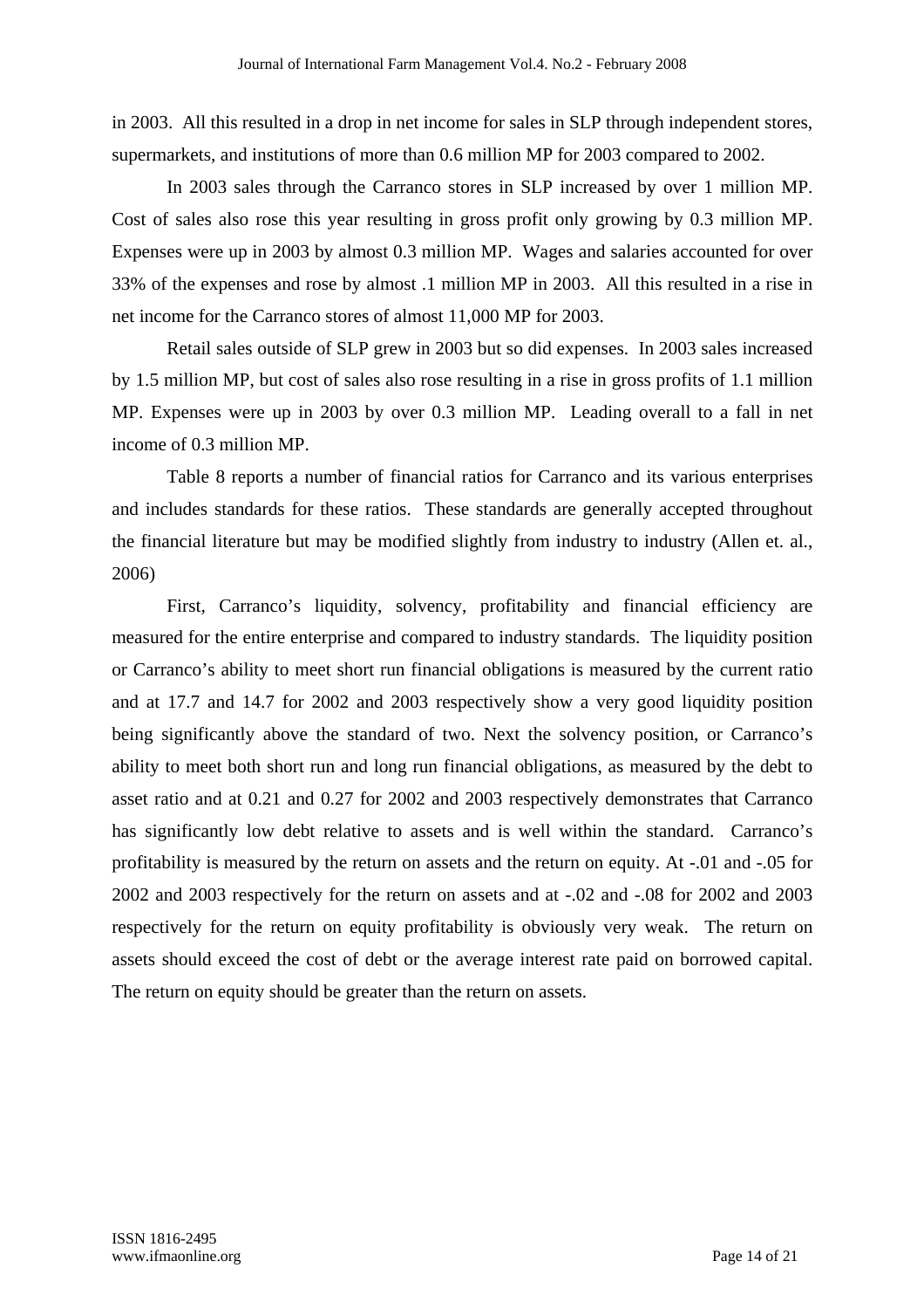in 2003. All this resulted in a drop in net income for sales in SLP through independent stores, supermarkets, and institutions of more than 0.6 million MP for 2003 compared to 2002.

In 2003 sales through the Carranco stores in SLP increased by over 1 million MP. Cost of sales also rose this year resulting in gross profit only growing by 0.3 million MP. Expenses were up in 2003 by almost 0.3 million MP. Wages and salaries accounted for over 33% of the expenses and rose by almost .1 million MP in 2003. All this resulted in a rise in net income for the Carranco stores of almost 11,000 MP for 2003.

Retail sales outside of SLP grew in 2003 but so did expenses. In 2003 sales increased by 1.5 million MP, but cost of sales also rose resulting in a rise in gross profits of 1.1 million MP. Expenses were up in 2003 by over 0.3 million MP. Leading overall to a fall in net income of 0.3 million MP.

Table 8 reports a number of financial ratios for Carranco and its various enterprises and includes standards for these ratios. These standards are generally accepted throughout the financial literature but may be modified slightly from industry to industry (Allen et. al., 2006)

First, Carranco's liquidity, solvency, profitability and financial efficiency are measured for the entire enterprise and compared to industry standards. The liquidity position or Carranco's ability to meet short run financial obligations is measured by the current ratio and at 17.7 and 14.7 for 2002 and 2003 respectively show a very good liquidity position being significantly above the standard of two. Next the solvency position, or Carranco's ability to meet both short run and long run financial obligations, as measured by the debt to asset ratio and at 0.21 and 0.27 for 2002 and 2003 respectively demonstrates that Carranco has significantly low debt relative to assets and is well within the standard. Carranco's profitability is measured by the return on assets and the return on equity. At -.01 and -.05 for 2002 and 2003 respectively for the return on assets and at -.02 and -.08 for 2002 and 2003 respectively for the return on equity profitability is obviously very weak. The return on assets should exceed the cost of debt or the average interest rate paid on borrowed capital. The return on equity should be greater than the return on assets.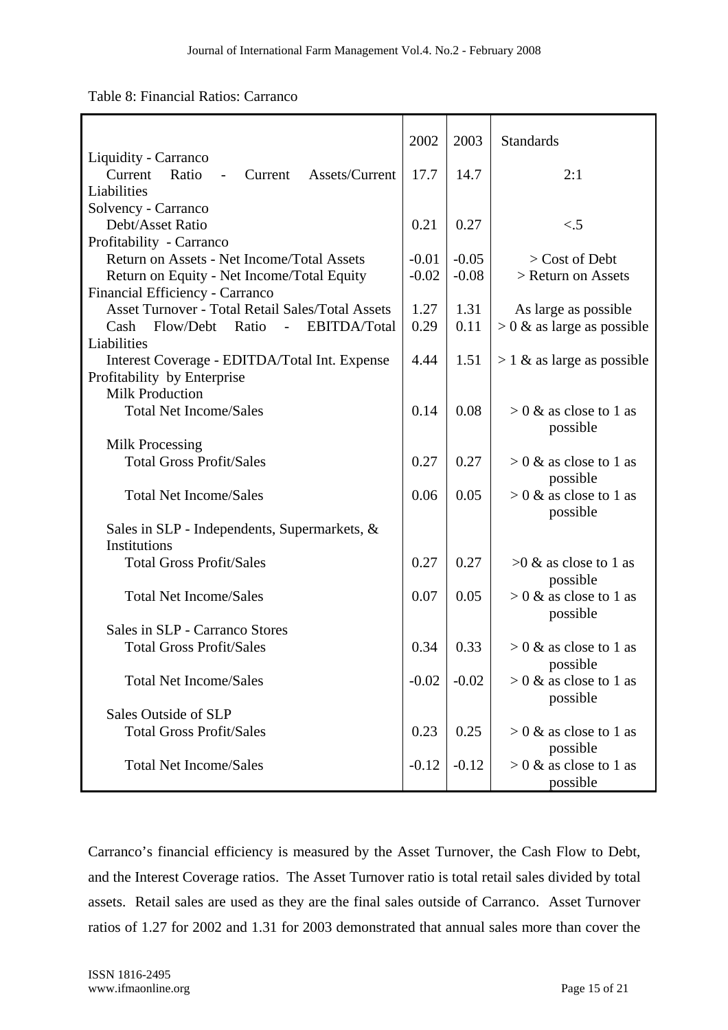Table 8: Financial Ratios: Carranco

| | 2002 | 2003 | Standards |
|---|---|---|---|
| Liquidity - Carranco | | | |
| Current Ratio - Current Assets/Current Liabilities | 17.7 | 14.7 | 2:1 |
| Solvency - Carranco | | | |
| Debt/Asset Ratio | 0.21 | 0.27 | <.5 |
| Profitability - Carranco | | | |
| Return on Assets - Net Income/Total Assets | -0.01 | -0.05 | > Cost of Debt |
| Return on Equity - Net Income/Total Equity | -0.02 | -0.08 | > Return on Assets |
| Financial Efficiency - Carranco | | | |
| Asset Turnover - Total Retail Sales/Total Assets | 1.27 | 1.31 | As large as possible |
| Cash Flow/Debt Ratio - EBITDA/Total Liabilities | 0.29 | 0.11 | > 0 & as large as possible |
| Interest Coverage - EDITDA/Total Int. Expense | 4.44 | 1.51 | > 1 & as large as possible |
| Profitability by Enterprise | | | |
| Milk Production | | | |
| Total Net Income/Sales | 0.14 | 0.08 | > 0 & as close to 1 as possible |
| Milk Processing | | | |
| Total Gross Profit/Sales | 0.27 | 0.27 | > 0 & as close to 1 as possible |
| Total Net Income/Sales | 0.06 | 0.05 | > 0 & as close to 1 as possible |
| Sales in SLP - Independents, Supermarkets, & Institutions | | | |
| Total Gross Profit/Sales | 0.27 | 0.27 | >0 & as close to 1 as possible |
| Total Net Income/Sales | 0.07 | 0.05 | > 0 & as close to 1 as possible |
| Sales in SLP - Carranco Stores | | | |
| Total Gross Profit/Sales | 0.34 | 0.33 | > 0 & as close to 1 as possible |
| Total Net Income/Sales | -0.02 | -0.02 | > 0 & as close to 1 as possible |
| Sales Outside of SLP | | | |
| Total Gross Profit/Sales | 0.23 | 0.25 | > 0 & as close to 1 as possible |
| Total Net Income/Sales | -0.12 | -0.12 | > 0 & as close to 1 as possible |

Carranco's financial efficiency is measured by the Asset Turnover, the Cash Flow to Debt, and the Interest Coverage ratios. The Asset Turnover ratio is total retail sales divided by total assets. Retail sales are used as they are the final sales outside of Carranco. Asset Turnover ratios of 1.27 for 2002 and 1.31 for 2003 demonstrated that annual sales more than cover the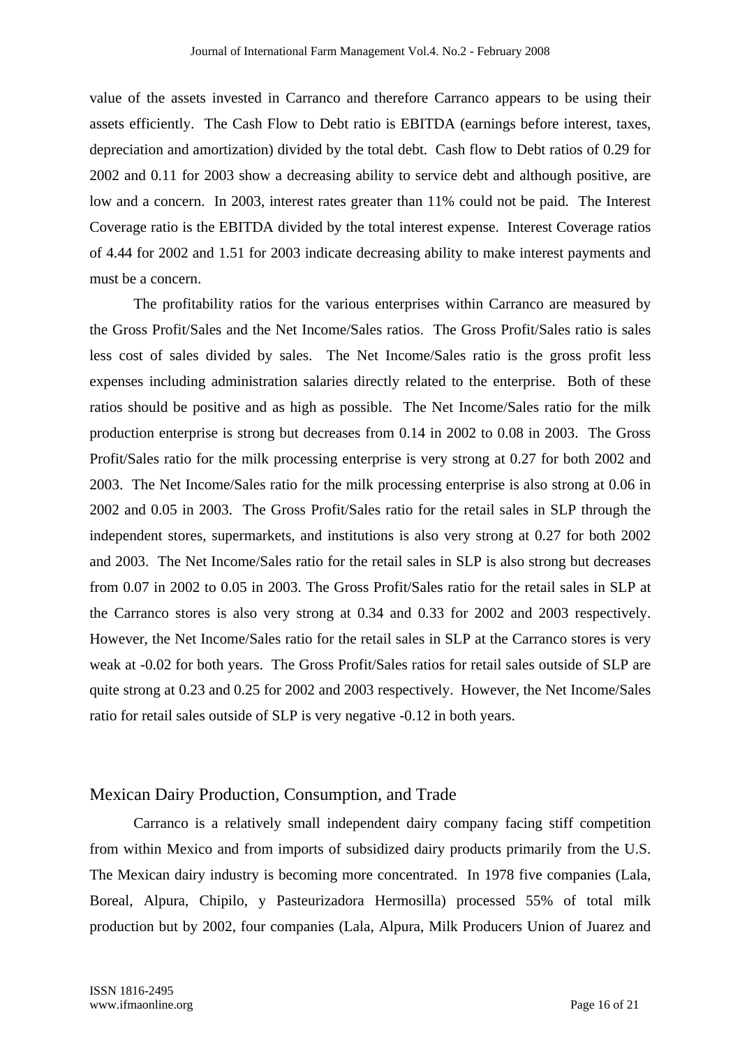value of the assets invested in Carranco and therefore Carranco appears to be using their assets efficiently. The Cash Flow to Debt ratio is EBITDA (earnings before interest, taxes, depreciation and amortization) divided by the total debt. Cash flow to Debt ratios of 0.29 for 2002 and 0.11 for 2003 show a decreasing ability to service debt and although positive, are low and a concern. In 2003, interest rates greater than 11% could not be paid. The Interest Coverage ratio is the EBITDA divided by the total interest expense. Interest Coverage ratios of 4.44 for 2002 and 1.51 for 2003 indicate decreasing ability to make interest payments and must be a concern.

The profitability ratios for the various enterprises within Carranco are measured by the Gross Profit/Sales and the Net Income/Sales ratios. The Gross Profit/Sales ratio is sales less cost of sales divided by sales. The Net Income/Sales ratio is the gross profit less expenses including administration salaries directly related to the enterprise. Both of these ratios should be positive and as high as possible. The Net Income/Sales ratio for the milk production enterprise is strong but decreases from 0.14 in 2002 to 0.08 in 2003. The Gross Profit/Sales ratio for the milk processing enterprise is very strong at 0.27 for both 2002 and 2003. The Net Income/Sales ratio for the milk processing enterprise is also strong at 0.06 in 2002 and 0.05 in 2003. The Gross Profit/Sales ratio for the retail sales in SLP through the independent stores, supermarkets, and institutions is also very strong at 0.27 for both 2002 and 2003. The Net Income/Sales ratio for the retail sales in SLP is also strong but decreases from 0.07 in 2002 to 0.05 in 2003. The Gross Profit/Sales ratio for the retail sales in SLP at the Carranco stores is also very strong at 0.34 and 0.33 for 2002 and 2003 respectively. However, the Net Income/Sales ratio for the retail sales in SLP at the Carranco stores is very weak at -0.02 for both years. The Gross Profit/Sales ratios for retail sales outside of SLP are quite strong at 0.23 and 0.25 for 2002 and 2003 respectively. However, the Net Income/Sales ratio for retail sales outside of SLP is very negative -0.12 in both years.

## Mexican Dairy Production, Consumption, and Trade

Carranco is a relatively small independent dairy company facing stiff competition from within Mexico and from imports of subsidized dairy products primarily from the U.S. The Mexican dairy industry is becoming more concentrated. In 1978 five companies (Lala, Boreal, Alpura, Chipilo, y Pasteurizadora Hermosilla) processed 55% of total milk production but by 2002, four companies (Lala, Alpura, Milk Producers Union of Juarez and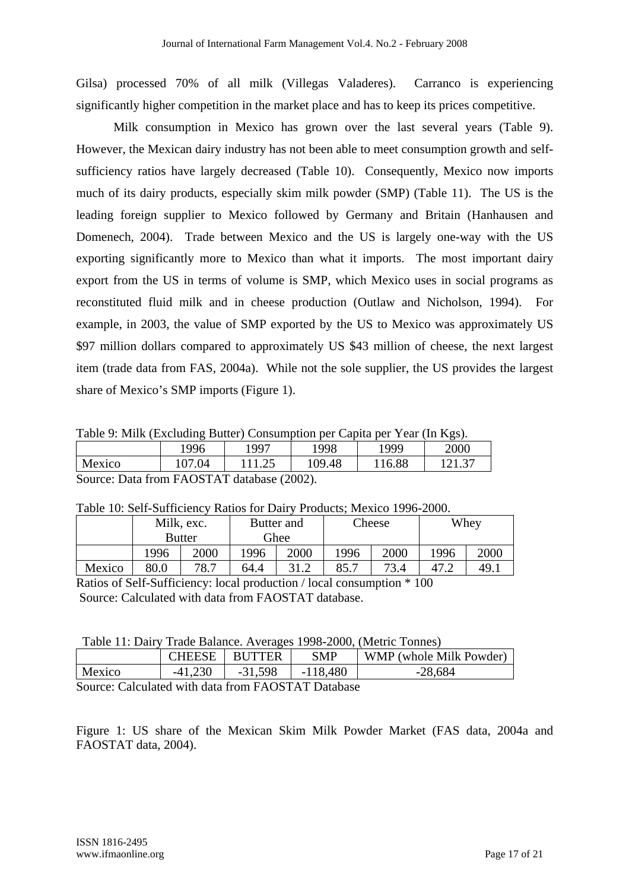Gilsa) processed 70% of all milk (Villegas Valaderes). Carranco is experiencing significantly higher competition in the market place and has to keep its prices competitive.

Milk consumption in Mexico has grown over the last several years (Table 9). However, the Mexican dairy industry has not been able to meet consumption growth and self-sufficiency ratios have largely decreased (Table 10). Consequently, Mexico now imports much of its dairy products, especially skim milk powder (SMP) (Table 11). The US is the leading foreign supplier to Mexico followed by Germany and Britain (Hanhausen and Domenech, 2004). Trade between Mexico and the US is largely one-way with the US exporting significantly more to Mexico than what it imports. The most important dairy export from the US in terms of volume is SMP, which Mexico uses in social programs as reconstituted fluid milk and in cheese production (Outlaw and Nicholson, 1994). For example, in 2003, the value of SMP exported by the US to Mexico was approximately US \$97 million dollars compared to approximately US \$43 million of cheese, the next largest item (trade data from FAS, 2004a). While not the sole supplier, the US provides the largest share of Mexico's SMP imports (Figure 1).

Table 9: Milk (Excluding Butter) Consumption per Capita per Year (In Kgs).

| | 1996 | 1997 | 1998 | 1999 | 2000 |
|---|---|---|---|---|---|
| Mexico | 107.04 | 111.25 | 109.48 | 116.88 | 121.37 |

Source: Data from FAOSTAT database (2002).

Table 10: Self-Sufficiency Ratios for Dairy Products; Mexico 1996-2000.

| | Milk, exc. Butter | | Butter and Ghee | | Cheese | | Whey | |
|---|---|---|---|---|---|---|---|---|
| | 1996 | 2000 | 1996 | 2000 | 1996 | 2000 | 1996 | 2000 |
| Mexico | 80.0 | 78.7 | 64.4 | 31.2 | 85.7 | 73.4 | 47.2 | 49.1 |

Ratios of Self-Sufficiency: local production / local consumption * 100
Source: Calculated with data from FAOSTAT database.

Table 11: Dairy Trade Balance. Averages 1998-2000, (Metric Tonnes)

| | CHEESE | BUTTER | SMP | WMP (whole Milk Powder) |
|---|---|---|---|---|
| Mexico | -41,230 | -31,598 | -118,480 | -28,684 |

Source: Calculated with data from FAOSTAT Database

Figure 1: US share of the Mexican Skim Milk Powder Market (FAS data, 2004a and FAOSTAT data, 2004).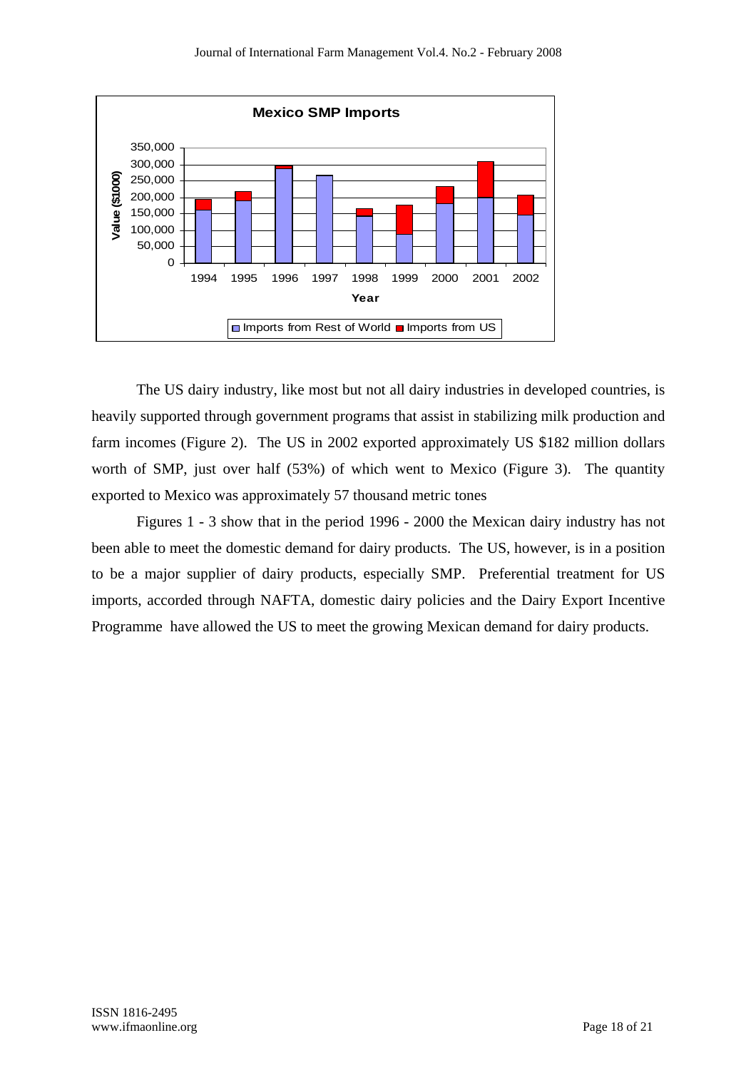The US dairy industry, like most but not all dairy industries in developed countries, is heavily supported through government programs that assist in stabilizing milk production and farm incomes (Figure 2). The US in 2002 exported approximately US $182 million dollars worth of SMP, just over half (53%) of which went to Mexico (Figure 3). The quantity exported to Mexico was approximately 57 thousand metric tones

Figures 1 - 3 show that in the period 1996 - 2000 the Mexican dairy industry has not been able to meet the domestic demand for dairy products. The US, however, is in a position to be a major supplier of dairy products, especially SMP. Preferential treatment for US imports, accorded through NAFTA, domestic dairy policies and the Dairy Export Incentive Programme have allowed the US to meet the growing Mexican demand for dairy products.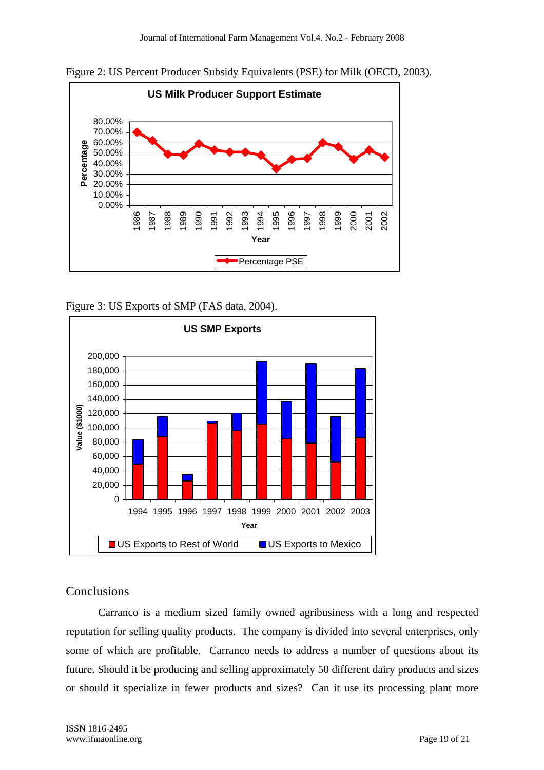Figure 2: US Percent Producer Subsidy Equivalents (PSE) for Milk (OECD, 2003).

Figure 3: US Exports of SMP (FAS data, 2004).

## Conclusions

Carranco is a medium sized family owned agribusiness with a long and respected reputation for selling quality products. The company is divided into several enterprises, only some of which are profitable. Carranco needs to address a number of questions about its future. Should it be producing and selling approximately 50 different dairy products and sizes or should it specialize in fewer products and sizes? Can it use its processing plant more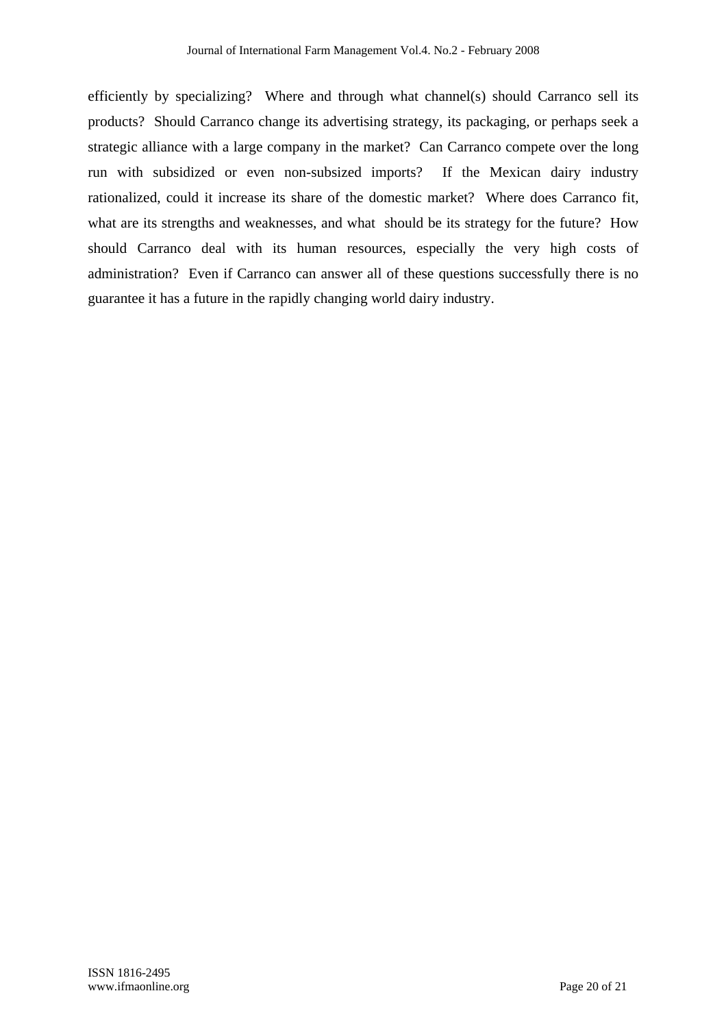efficiently by specializing? Where and through what channel(s) should Carranco sell its products? Should Carranco change its advertising strategy, its packaging, or perhaps seek a strategic alliance with a large company in the market? Can Carranco compete over the long run with subsidized or even non-subsized imports? If the Mexican dairy industry rationalized, could it increase its share of the domestic market? Where does Carranco fit, what are its strengths and weaknesses, and what should be its strategy for the future? How should Carranco deal with its human resources, especially the very high costs of administration? Even if Carranco can answer all of these questions successfully there is no guarantee it has a future in the rapidly changing world dairy industry.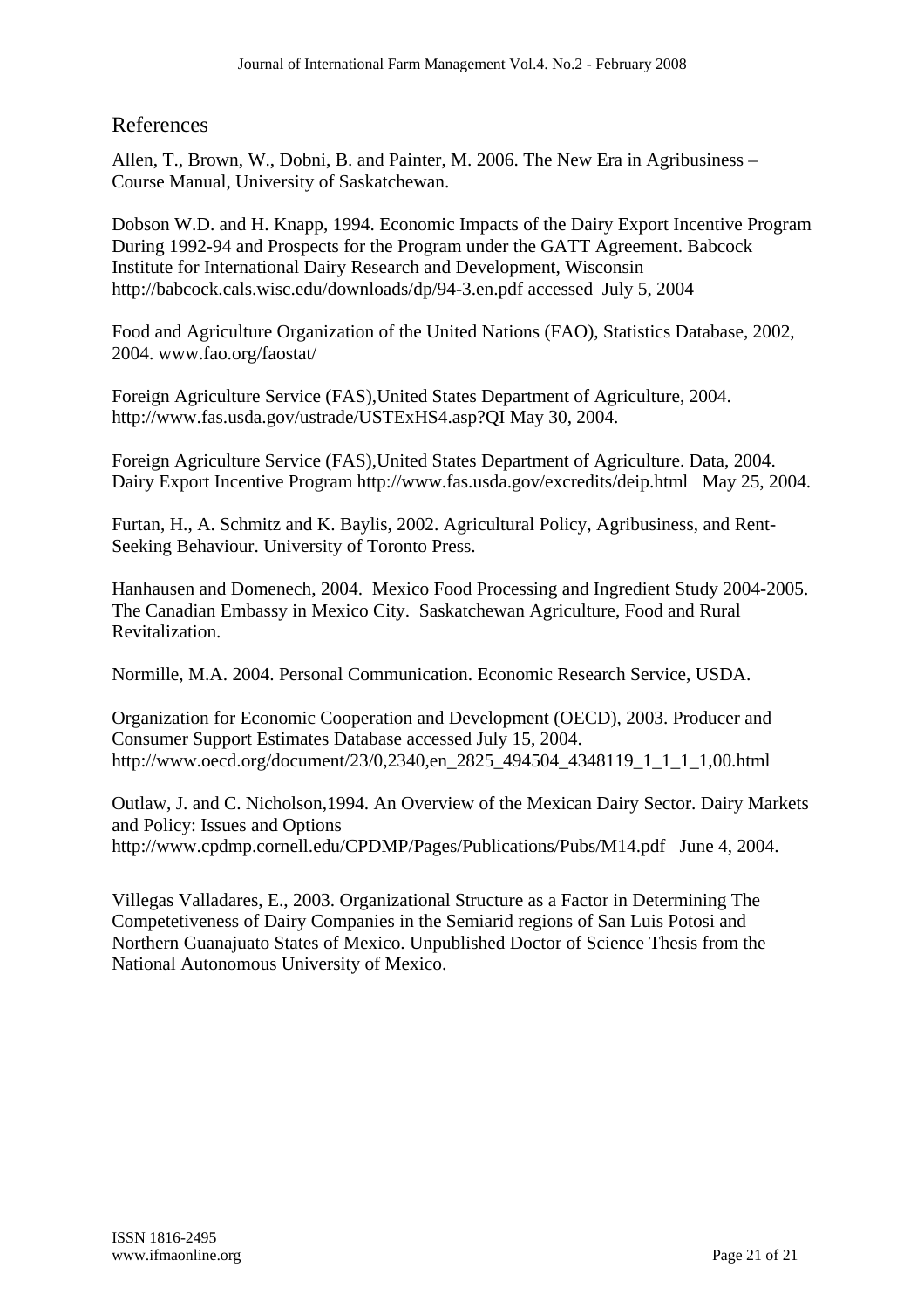## References

Allen, T., Brown, W., Dobni, B. and Painter, M. 2006. The New Era in Agribusiness – Course Manual, University of Saskatchewan.

Dobson W.D. and H. Knapp, 1994. Economic Impacts of the Dairy Export Incentive Program During 1992-94 and Prospects for the Program under the GATT Agreement. Babcock Institute for International Dairy Research and Development, Wisconsin http://babcock.cals.wisc.edu/downloads/dp/94-3.en.pdf accessed July 5, 2004

Food and Agriculture Organization of the United Nations (FAO), Statistics Database, 2002, 2004. www.fao.org/faostat/

Foreign Agriculture Service (FAS),United States Department of Agriculture, 2004. http://www.fas.usda.gov/ustrade/USTExHS4.asp?QI May 30, 2004.

Foreign Agriculture Service (FAS),United States Department of Agriculture. Data, 2004. Dairy Export Incentive Program http://www.fas.usda.gov/excredits/deip.html May 25, 2004.

Furtan, H., A. Schmitz and K. Baylis, 2002. Agricultural Policy, Agribusiness, and Rent-Seeking Behaviour. University of Toronto Press.

Hanhausen and Domenech, 2004. Mexico Food Processing and Ingredient Study 2004-2005. The Canadian Embassy in Mexico City. Saskatchewan Agriculture, Food and Rural Revitalization.

Normille, M.A. 2004. Personal Communication. Economic Research Service, USDA.

Organization for Economic Cooperation and Development (OECD), 2003. Producer and Consumer Support Estimates Database accessed July 15, 2004. http://www.oecd.org/document/23/0,2340,en_2825_494504_4348119_1_1_1_1,00.html

Outlaw, J. and C. Nicholson,1994. An Overview of the Mexican Dairy Sector. Dairy Markets and Policy: Issues and Options http://www.cpdmp.cornell.edu/CPDMP/Pages/Publications/Pubs/M14.pdf June 4, 2004.

Villegas Valladares, E., 2003. Organizational Structure as a Factor in Determining The Competetiveness of Dairy Companies in the Semiarid regions of San Luis Potosi and Northern Guanajuato States of Mexico. Unpublished Doctor of Science Thesis from the National Autonomous University of Mexico.